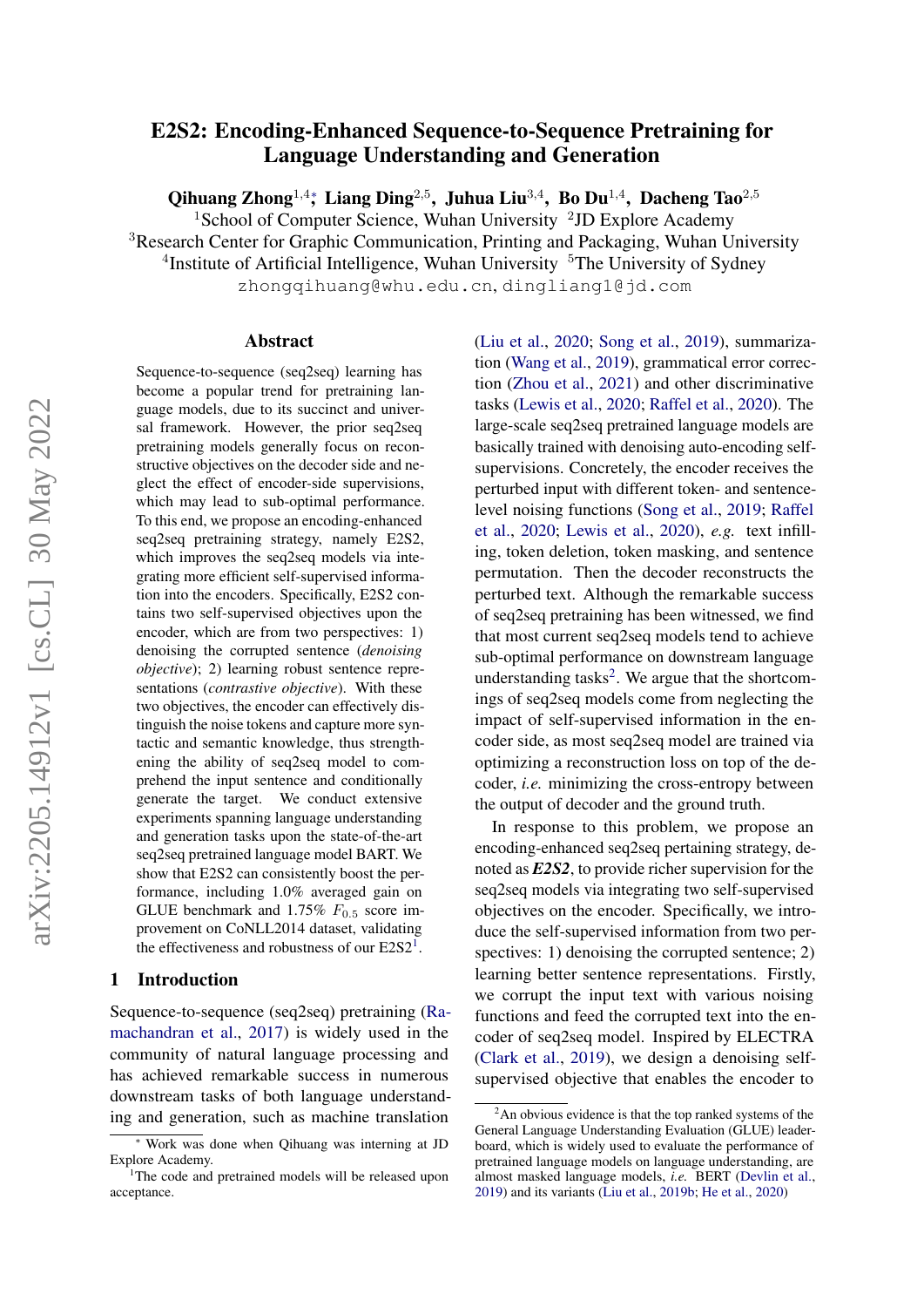# E2S2: Encoding-Enhanced Sequence-to-Sequence Pretraining for Language Understanding and Generation

**Qihuang Zhong**[1,4]*, **Liang Ding**[2,5], **Juhua Liu**[3,4], **Bo Du**[1,4], **Dacheng Tao**[2,5]

[1]School of Computer Science, Wuhan University [2]JD Explore Academy
[3]Research Center for Graphic Communication, Printing and Packaging, Wuhan University
[4]Institute of Artificial Intelligence, Wuhan University [5]The University of Sydney

zhongqihuang@whu.edu.cn, dingliang1@jd.com

## Abstract

Sequence-to-sequence (seq2seq) learning has become a popular trend for pretraining language models, due to its succinct and universal framework. However, the prior seq2seq pretraining models generally focus on reconstructive objectives on the decoder side and neglect the effect of encoder-side supervisions, which may lead to sub-optimal performance. To this end, we propose an encoding-enhanced seq2seq pretraining strategy, namely E2S2, which improves the seq2seq models via integrating more efficient self-supervised information into the encoders. Specifically, E2S2 contains two self-supervised objectives upon the encoder, which are from two perspectives: 1) denoising the corrupted sentence (*denoising objective*); 2) learning robust sentence representations (*contrastive objective*). With these two objectives, the encoder can effectively distinguish the noise tokens and capture more syntactic and semantic knowledge, thus strengthening the ability of seq2seq model to comprehend the input sentence and conditionally generate the target. We conduct extensive experiments spanning language understanding and generation tasks upon the state-of-the-art seq2seq pretrained language model BART. We show that E2S2 can consistently boost the performance, including 1.0% averaged gain on GLUE benchmark and 1.75% $F_{0.5}$ score improvement on CoNLL2014 dataset, validating the effectiveness and robustness of our E2S2[1].

## 1 Introduction

Sequence-to-sequence (seq2seq) pretraining (Ramachandran et al., 2017) is widely used in the community of natural language processing and has achieved remarkable success in numerous downstream tasks of both language understanding and generation, such as machine translation (Liu et al., 2020; Song et al., 2019), summarization (Wang et al., 2019), grammatical error correction (Zhou et al., 2021) and other discriminative tasks (Lewis et al., 2020; Raffel et al., 2020). The large-scale seq2seq pretrained language models are basically trained with denoising auto-encoding self-supervisions. Concretely, the encoder receives the perturbed input with different token- and sentence-level noising functions (Song et al., 2019; Raffel et al., 2020; Lewis et al., 2020), *e.g.* text infilling, token deletion, token masking, and sentence permutation. Then the decoder reconstructs the perturbed text. Although the remarkable success of seq2seq pretraining has been witnessed, we find that most current seq2seq models tend to achieve sub-optimal performance on downstream language understanding tasks[2]. We argue that the shortcomings of seq2seq models come from neglecting the impact of self-supervised information in the encoder side, as most seq2seq model are trained via optimizing a reconstruction loss on top of the decoder, *i.e.* minimizing the cross-entropy between the output of decoder and the ground truth.

In response to this problem, we propose an encoding-enhanced seq2seq pertaining strategy, denoted as ***E2S2***, to provide richer supervision for the seq2seq models via integrating two self-supervised objectives on the encoder. Specifically, we introduce the self-supervised information from two perspectives: 1) denoising the corrupted sentence; 2) learning better sentence representations. Firstly, we corrupt the input text with various noising functions and feed the corrupted text into the encoder of seq2seq model. Inspired by ELECTRA (Clark et al., 2019), we design a denoising self-supervised objective that enables the encoder to

---

* Work was done when Qihuang was interning at JD Explore Academy.

[1]The code and pretrained models will be released upon acceptance.

[2]An obvious evidence is that the top ranked systems of the General Language Understanding Evaluation (GLUE) leaderboard, which is widely used to evaluate the performance of pretrained language models on language understanding, are almost masked language models, *i.e.* BERT (Devlin et al., 2019) and its variants (Liu et al., 2019b; He et al., 2020)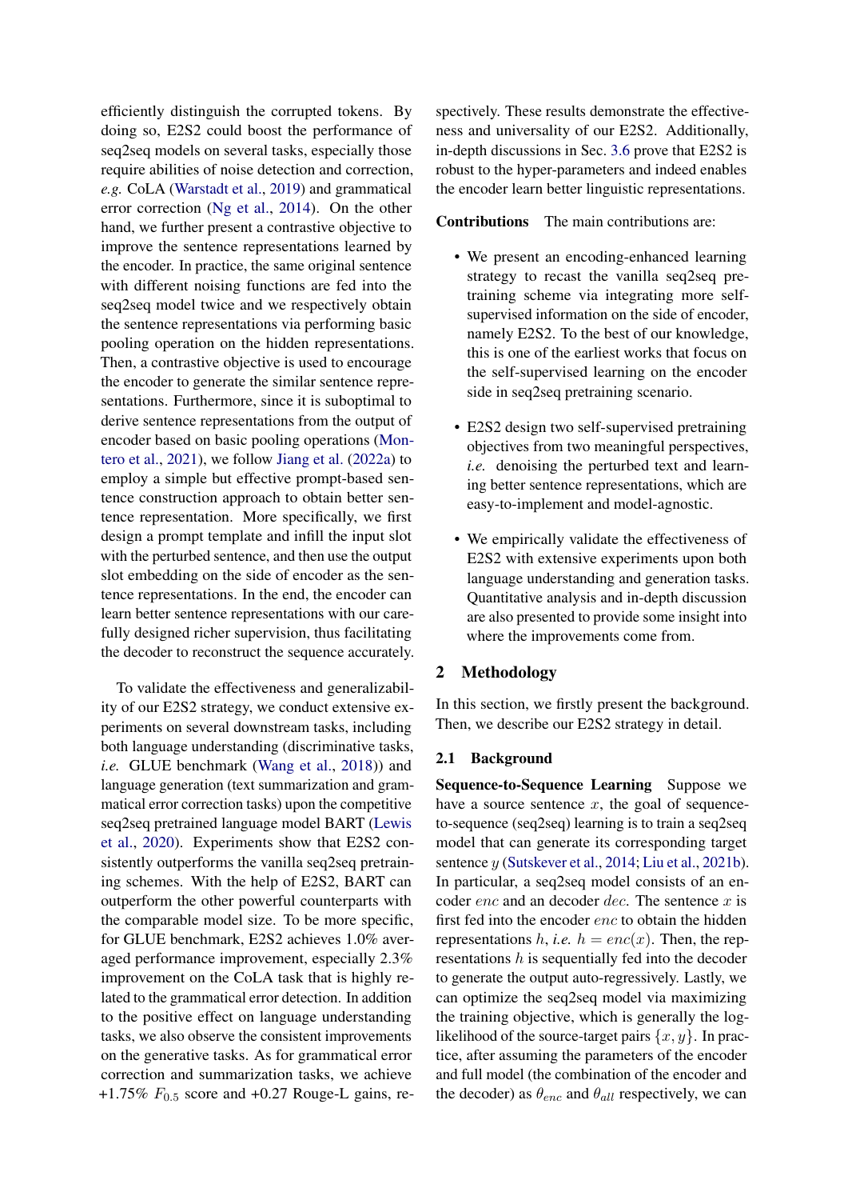efficiently distinguish the corrupted tokens. By doing so, E2S2 could boost the performance of seq2seq models on several tasks, especially those require abilities of noise detection and correction, *e.g.* CoLA (Warstadt et al., 2019) and grammatical error correction (Ng et al., 2014). On the other hand, we further present a contrastive objective to improve the sentence representations learned by the encoder. In practice, the same original sentence with different noising functions are fed into the seq2seq model twice and we respectively obtain the sentence representations via performing basic pooling operation on the hidden representations. Then, a contrastive objective is used to encourage the encoder to generate the similar sentence representations. Furthermore, since it is suboptimal to derive sentence representations from the output of encoder based on basic pooling operations (Montero et al., 2021), we follow Jiang et al. (2022a) to employ a simple but effective prompt-based sentence construction approach to obtain better sentence representation. More specifically, we first design a prompt template and infill the input slot with the perturbed sentence, and then use the output slot embedding on the side of encoder as the sentence representations. In the end, the encoder can learn better sentence representations with our carefully designed richer supervision, thus facilitating the decoder to reconstruct the sequence accurately.

To validate the effectiveness and generalizability of our E2S2 strategy, we conduct extensive experiments on several downstream tasks, including both language understanding (discriminative tasks, *i.e.* GLUE benchmark (Wang et al., 2018)) and language generation (text summarization and grammatical error correction tasks) upon the competitive seq2seq pretrained language model BART (Lewis et al., 2020). Experiments show that E2S2 consistently outperforms the vanilla seq2seq pretraining schemes. With the help of E2S2, BART can outperform the other powerful counterparts with the comparable model size. To be more specific, for GLUE benchmark, E2S2 achieves 1.0% averaged performance improvement, especially 2.3% improvement on the CoLA task that is highly related to the grammatical error detection. In addition to the positive effect on language understanding tasks, we also observe the consistent improvements on the generative tasks. As for grammatical error correction and summarization tasks, we achieve +1.75% $F_{0.5}$ score and +0.27 Rouge-L gains, respectively. These results demonstrate the effectiveness and universality of our E2S2. Additionally, in-depth discussions in Sec. 3.6 prove that E2S2 is robust to the hyper-parameters and indeed enables the encoder learn better linguistic representations.

**Contributions** The main contributions are:

- We present an encoding-enhanced learning strategy to recast the vanilla seq2seq pretraining scheme via integrating more self-supervised information on the side of encoder, namely E2S2. To the best of our knowledge, this is one of the earliest works that focus on the self-supervised learning on the encoder side in seq2seq pretraining scenario.
- E2S2 design two self-supervised pretraining objectives from two meaningful perspectives, *i.e.* denoising the perturbed text and learning better sentence representations, which are easy-to-implement and model-agnostic.
- We empirically validate the effectiveness of E2S2 with extensive experiments upon both language understanding and generation tasks. Quantitative analysis and in-depth discussion are also presented to provide some insight into where the improvements come from.

## 2 Methodology

In this section, we firstly present the background. Then, we describe our E2S2 strategy in detail.

### 2.1 Background

**Sequence-to-Sequence Learning** Suppose we have a source sentence $x$, the goal of sequence-to-sequence (seq2seq) learning is to train a seq2seq model that can generate its corresponding target sentence $y$ (Sutskever et al., 2014; Liu et al., 2021b). In particular, a seq2seq model consists of an encoder $enc$ and an decoder $dec$. The sentence $x$ is first fed into the encoder $enc$ to obtain the hidden representations $h$, *i.e.* $h = enc(x)$. Then, the representations $h$ is sequentially fed into the decoder to generate the output auto-regressively. Lastly, we can optimize the seq2seq model via maximizing the training objective, which is generally the log-likelihood of the source-target pairs $\{x, y\}$. In practice, after assuming the parameters of the encoder and full model (the combination of the encoder and the decoder) as $\theta_{enc}$ and $\theta_{all}$ respectively, we can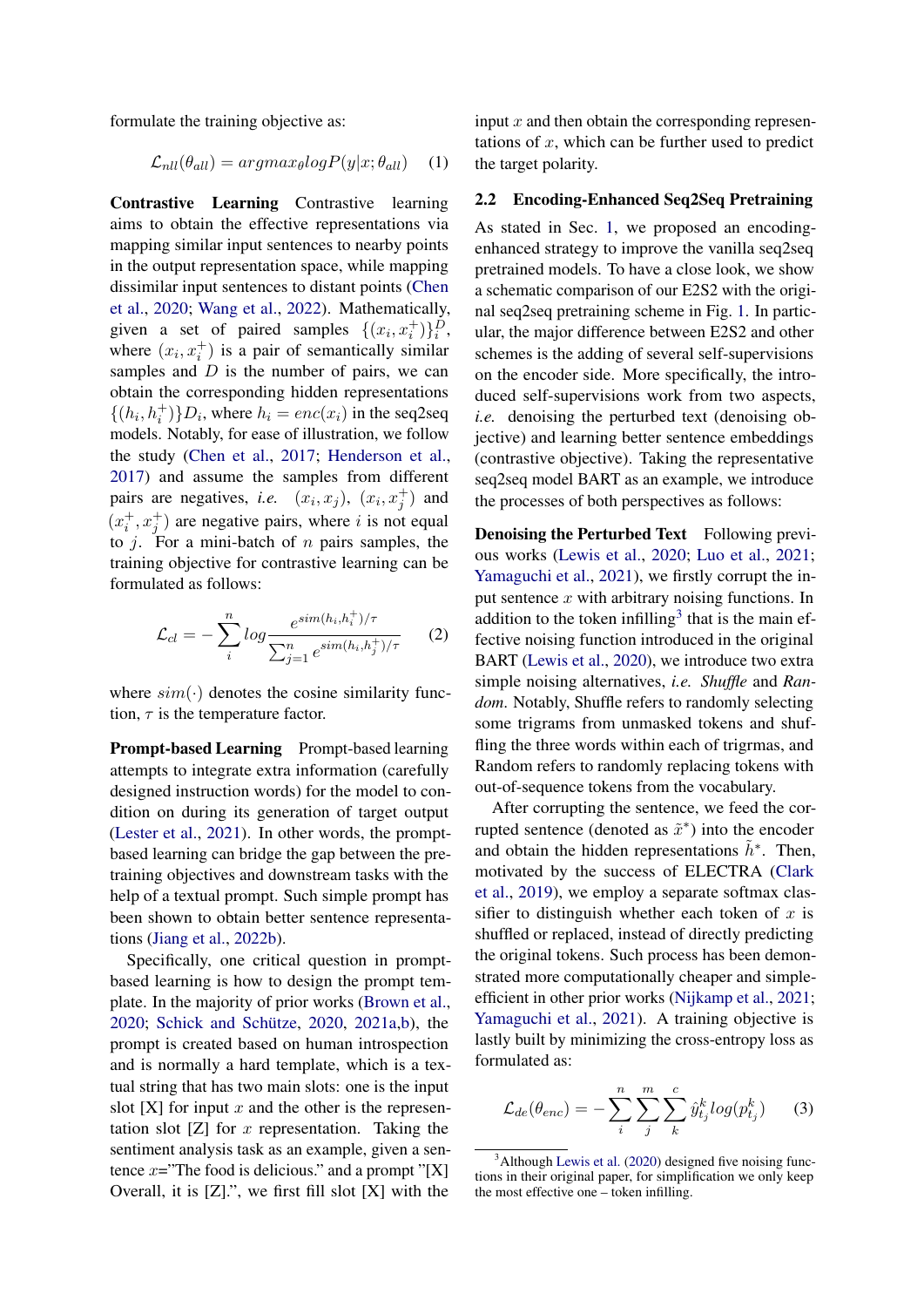formulate the training objective as:

$$\mathcal{L}_{nll}(\theta_{all}) = argmax_{\theta} log P(y|x; \theta_{all}) \quad (1)$$

**Contrastive Learning** Contrastive learning aims to obtain the effective representations via mapping similar input sentences to nearby points in the output representation space, while mapping dissimilar input sentences to distant points (Chen et al., 2020; Wang et al., 2022). Mathematically, given a set of paired samples $\{(x_i, x_i^+)\}_i^D$, where $(x_i, x_i^+)$ is a pair of semantically similar samples and $D$ is the number of pairs, we can obtain the corresponding hidden representations $\{(h_i, h_i^+)\}D_i$, where $h_i = enc(x_i)$ in the seq2seq models. Notably, for ease of illustration, we follow the study (Chen et al., 2017; Henderson et al., 2017) and assume the samples from different pairs are negatives, *i.e.* $(x_i, x_j)$, $(x_i, x_j^+)$ and $(x_i^+, x_j^+)$ are negative pairs, where $i$ is not equal to $j$. For a mini-batch of $n$ pairs samples, the training objective for contrastive learning can be formulated as follows:

$$\mathcal{L}_{cl} = -\sum_{i}^{n} log \frac{e^{sim(h_i, h_i^+)/\tau}}{\sum_{j=1}^{n} e^{sim(h_i, h_j^+)/\tau}} \quad (2)$$

where $sim(\cdot)$ denotes the cosine similarity function, $\tau$ is the temperature factor.

**Prompt-based Learning** Prompt-based learning attempts to integrate extra information (carefully designed instruction words) for the model to condition on during its generation of target output (Lester et al., 2021). In other words, the prompt-based learning can bridge the gap between the pretraining objectives and downstream tasks with the help of a textual prompt. Such simple prompt has been shown to obtain better sentence representations (Jiang et al., 2022b).

Specifically, one critical question in prompt-based learning is how to design the prompt template. In the majority of prior works (Brown et al., 2020; Schick and Schütze, 2020, 2021a,b), the prompt is created based on human introspection and is normally a hard template, which is a textual string that has two main slots: one is the input slot [X] for input $x$ and the other is the representation slot [Z] for $x$ representation. Taking the sentiment analysis task as an example, given a sentence $x$="The food is delicious." and a prompt "[X] Overall, it is [Z].", we first fill slot [X] with the input $x$ and then obtain the corresponding representations of $x$, which can be further used to predict the target polarity.

## 2.2 Encoding-Enhanced Seq2Seq Pretraining

As stated in Sec. 1, we proposed an encoding-enhanced strategy to improve the vanilla seq2seq pretrained models. To have a close look, we show a schematic comparison of our E2S2 with the original seq2seq pretraining scheme in Fig. 1. In particular, the major difference between E2S2 and other schemes is the adding of several self-supervisions on the encoder side. More specifically, the introduced self-supervisions work from two aspects, *i.e.* denoising the perturbed text (denoising objective) and learning better sentence embeddings (contrastive objective). Taking the representative seq2seq model BART as an example, we introduce the processes of both perspectives as follows:

**Denoising the Perturbed Text** Following previous works (Lewis et al., 2020; Luo et al., 2021; Yamaguchi et al., 2021), we firstly corrupt the input sentence $x$ with arbitrary noising functions. In addition to the token infilling[3] that is the main effective noising function introduced in the original BART (Lewis et al., 2020), we introduce two extra simple noising alternatives, *i.e. Shuffle* and *Random*. Notably, Shuffle refers to randomly selecting some trigrams from unmasked tokens and shuffling the three words within each of trigrmas, and Random refers to randomly replacing tokens with out-of-sequence tokens from the vocabulary.

After corrupting the sentence, we feed the corrupted sentence (denoted as $\tilde{x}^*$) into the encoder and obtain the hidden representations $\tilde{h}^*$. Then, motivated by the success of ELECTRA (Clark et al., 2019), we employ a separate softmax classifier to distinguish whether each token of $x$ is shuffled or replaced, instead of directly predicting the original tokens. Such process has been demonstrated more computationally cheaper and simple-efficient in other prior works (Nijkamp et al., 2021; Yamaguchi et al., 2021). A training objective is lastly built by minimizing the cross-entropy loss as formulated as:

$$\mathcal{L}_{de}(\theta_{enc}) = -\sum_{i}^{n}\sum_{j}^{m}\sum_{k}^{c} \hat{y}_{t_j}^{k} log(p_{t_j}^{k}) \quad (3)$$

[3]Although Lewis et al. (2020) designed five noising functions in their original paper, for simplification we only keep the most effective one – token infilling.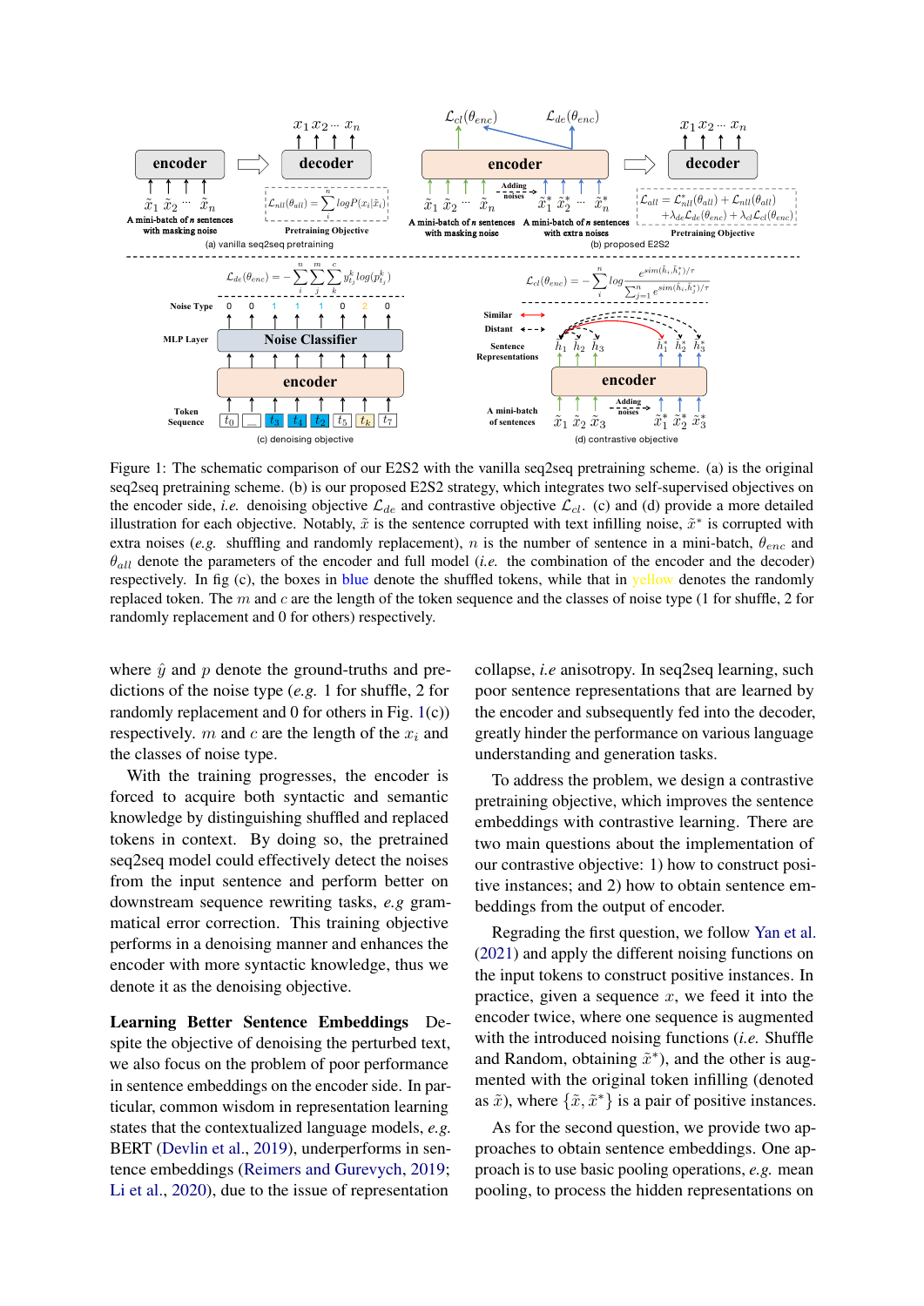Figure 1: The schematic comparison of our E2S2 with the vanilla seq2seq pretraining scheme. (a) is the original seq2seq pretraining scheme. (b) is our proposed E2S2 strategy, which integrates two self-supervised objectives on the encoder side, *i.e.* denoising objective $\mathcal{L}_{de}$ and contrastive objective $\mathcal{L}_{cl}$. (c) and (d) provide a more detailed illustration for each objective. Notably, $\tilde{x}$ is the sentence corrupted with text infilling noise, $\tilde{x}^*$ is corrupted with extra noises (*e.g.* shuffling and randomly replacement), $n$ is the number of sentence in a mini-batch, $\theta_{enc}$ and $\theta_{all}$ denote the parameters of the encoder and full model (*i.e.* the combination of the encoder and the decoder) respectively. In fig (c), the boxes in blue denote the shuffled tokens, while that in yellow denotes the randomly replaced token. The $m$ and $c$ are the length of the token sequence and the classes of noise type (1 for shuffle, 2 for randomly replacement and 0 for others) respectively.

where $\hat{y}$ and $p$ denote the ground-truths and predictions of the noise type (*e.g.* 1 for shuffle, 2 for randomly replacement and 0 for others in Fig. 1(c)) respectively. $m$ and $c$ are the length of the $x_i$ and the classes of noise type.

With the training progresses, the encoder is forced to acquire both syntactic and semantic knowledge by distinguishing shuffled and replaced tokens in context. By doing so, the pretrained seq2seq model could effectively detect the noises from the input sentence and perform better on downstream sequence rewriting tasks, *e.g* grammatical error correction. This training objective performs in a denoising manner and enhances the encoder with more syntactic knowledge, thus we denote it as the denoising objective.

**Learning Better Sentence Embeddings** Despite the objective of denoising the perturbed text, we also focus on the problem of poor performance in sentence embeddings on the encoder side. In particular, common wisdom in representation learning states that the contextualized language models, *e.g.* BERT (Devlin et al., 2019), underperforms in sentence embeddings (Reimers and Gurevych, 2019; Li et al., 2020), due to the issue of representation collapse, *i.e* anisotropy. In seq2seq learning, such poor sentence representations that are learned by the encoder and subsequently fed into the decoder, greatly hinder the performance on various language understanding and generation tasks.

To address the problem, we design a contrastive pretraining objective, which improves the sentence embeddings with contrastive learning. There are two main questions about the implementation of our contrastive objective: 1) how to construct positive instances; and 2) how to obtain sentence embeddings from the output of encoder.

Regrading the first question, we follow Yan et al. (2021) and apply the different noising functions on the input tokens to construct positive instances. In practice, given a sequence $x$, we feed it into the encoder twice, where one sequence is augmented with the introduced noising functions (*i.e.* Shuffle and Random, obtaining $\tilde{x}^*$), and the other is augmented with the original token infilling (denoted as $\tilde{x}$), where $\{\tilde{x}, \tilde{x}^*\}$ is a pair of positive instances.

As for the second question, we provide two approaches to obtain sentence embeddings. One approach is to use basic pooling operations, *e.g.* mean pooling, to process the hidden representations on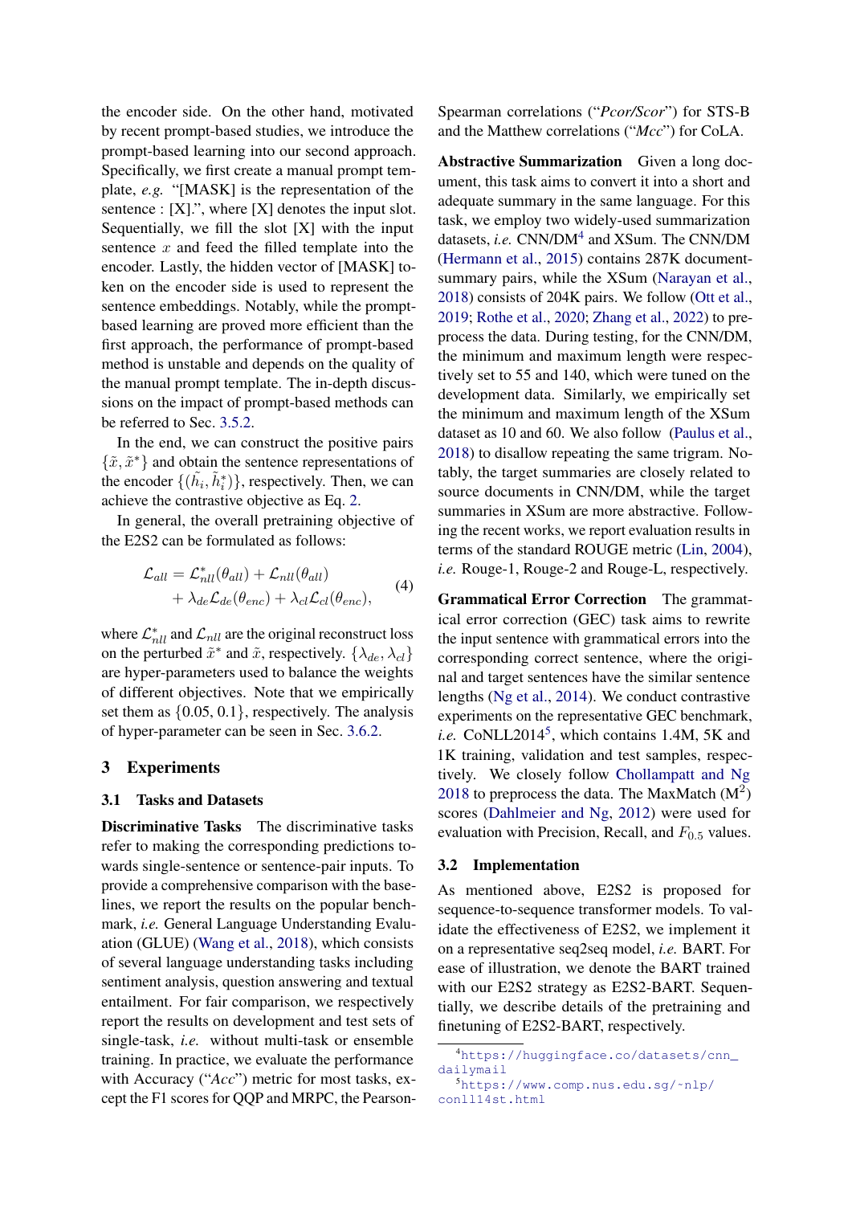the encoder side. On the other hand, motivated by recent prompt-based studies, we introduce the prompt-based learning into our second approach. Specifically, we first create a manual prompt template, *e.g.* "[MASK] is the representation of the sentence : [X].", where [X] denotes the input slot. Sequentially, we fill the slot [X] with the input sentence $x$ and feed the filled template into the encoder. Lastly, the hidden vector of [MASK] token on the encoder side is used to represent the sentence embeddings. Notably, while the prompt-based learning are proved more efficient than the first approach, the performance of prompt-based method is unstable and depends on the quality of the manual prompt template. The in-depth discussions on the impact of prompt-based methods can be referred to Sec. 3.5.2.

In the end, we can construct the positive pairs $\{\tilde{x}, \tilde{x}^*\}$ and obtain the sentence representations of the encoder $\{(\tilde{h_i}, \tilde{h}_i^*)\}$, respectively. Then, we can achieve the contrastive objective as Eq. 2.

In general, the overall pretraining objective of the E2S2 can be formulated as follows:

$$\mathcal{L}_{all} = \mathcal{L}_{nll}^{*}(\theta_{all}) + \mathcal{L}_{nll}(\theta_{all}) + \lambda_{de}\mathcal{L}_{de}(\theta_{enc}) + \lambda_{cl}\mathcal{L}_{cl}(\theta_{enc}), \quad (4)$$

where $\mathcal{L}_{nll}^{*}$ and $\mathcal{L}_{nll}$ are the original reconstruct loss on the perturbed $\tilde{x}^*$ and $\tilde{x}$, respectively. $\{\lambda_{de}, \lambda_{cl}\}$ are hyper-parameters used to balance the weights of different objectives. Note that we empirically set them as $\{0.05, 0.1\}$, respectively. The analysis of hyper-parameter can be seen in Sec. 3.6.2.

## 3 Experiments

### 3.1 Tasks and Datasets

**Discriminative Tasks** The discriminative tasks refer to making the corresponding predictions towards single-sentence or sentence-pair inputs. To provide a comprehensive comparison with the baselines, we report the results on the popular benchmark, *i.e.* General Language Understanding Evaluation (GLUE) (Wang et al., 2018), which consists of several language understanding tasks including sentiment analysis, question answering and textual entailment. For fair comparison, we respectively report the results on development and test sets of single-task, *i.e.* without multi-task or ensemble training. In practice, we evaluate the performance with Accuracy ("*Acc*") metric for most tasks, except the F1 scores for QQP and MRPC, the Pearson-Spearman correlations ("*Pcor/Scor*") for STS-B and the Matthew correlations ("*Mcc*") for CoLA.

**Abstractive Summarization** Given a long document, this task aims to convert it into a short and adequate summary in the same language. For this task, we employ two widely-used summarization datasets, *i.e.* CNN/DM[4] and XSum. The CNN/DM (Hermann et al., 2015) contains 287K document-summary pairs, while the XSum (Narayan et al., 2018) consists of 204K pairs. We follow (Ott et al., 2019; Rothe et al., 2020; Zhang et al., 2022) to preprocess the data. During testing, for the CNN/DM, the minimum and maximum length were respectively set to 55 and 140, which were tuned on the development data. Similarly, we empirically set the minimum and maximum length of the XSum dataset as 10 and 60. We also follow (Paulus et al., 2018) to disallow repeating the same trigram. Notably, the target summaries are closely related to source documents in CNN/DM, while the target summaries in XSum are more abstractive. Following the recent works, we report evaluation results in terms of the standard ROUGE metric (Lin, 2004), *i.e.* Rouge-1, Rouge-2 and Rouge-L, respectively.

**Grammatical Error Correction** The grammatical error correction (GEC) task aims to rewrite the input sentence with grammatical errors into the corresponding correct sentence, where the original and target sentences have the similar sentence lengths (Ng et al., 2014). We conduct contrastive experiments on the representative GEC benchmark, *i.e.* CoNLL2014[5], which contains 1.4M, 5K and 1K training, validation and test samples, respectively. We closely follow Chollampatt and Ng 2018 to preprocess the data. The MaxMatch ($M^2$) scores (Dahlmeier and Ng, 2012) were used for evaluation with Precision, Recall, and $F_{0.5}$ values.

### 3.2 Implementation

As mentioned above, E2S2 is proposed for sequence-to-sequence transformer models. To validate the effectiveness of E2S2, we implement it on a representative seq2seq model, *i.e.* BART. For ease of illustration, we denote the BART trained with our E2S2 strategy as E2S2-BART. Sequentially, we describe details of the pretraining and finetuning of E2S2-BART, respectively.

[4] https://huggingface.co/datasets/cnn_dailymail

[5] https://www.comp.nus.edu.sg/~nlp/conll14st.html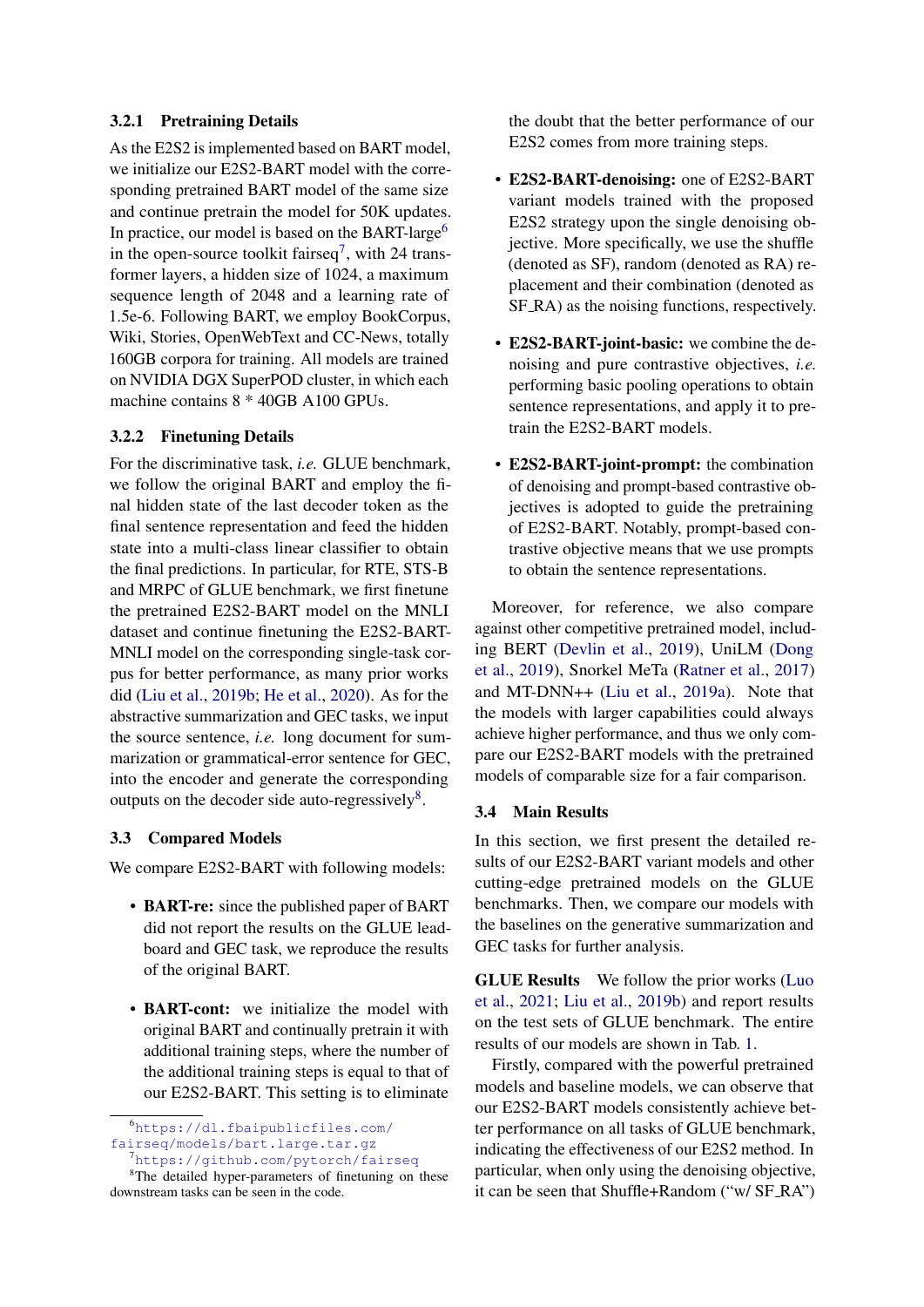### 3.2.1 Pretraining Details

As the E2S2 is implemented based on BART model, we initialize our E2S2-BART model with the corresponding pretrained BART model of the same size and continue pretrain the model for 50K updates. In practice, our model is based on the BART-large[6] in the open-source toolkit fairseq[7], with 24 transformer layers, a hidden size of 1024, a maximum sequence length of 2048 and a learning rate of 1.5e-6. Following BART, we employ BookCorpus, Wiki, Stories, OpenWebText and CC-News, totally 160GB corpora for training. All models are trained on NVIDIA DGX SuperPOD cluster, in which each machine contains 8 * 40GB A100 GPUs.

### 3.2.2 Finetuning Details

For the discriminative task, *i.e.* GLUE benchmark, we follow the original BART and employ the final hidden state of the last decoder token as the final sentence representation and feed the hidden state into a multi-class linear classifier to obtain the final predictions. In particular, for RTE, STS-B and MRPC of GLUE benchmark, we first finetune the pretrained E2S2-BART model on the MNLI dataset and continue finetuning the E2S2-BART-MNLI model on the corresponding single-task corpus for better performance, as many prior works did (Liu et al., 2019b; He et al., 2020). As for the abstractive summarization and GEC tasks, we input the source sentence, *i.e.* long document for summarization or grammatical-error sentence for GEC, into the encoder and generate the corresponding outputs on the decoder side auto-regressively[8].

## 3.3 Compared Models

We compare E2S2-BART with following models:

- **BART-re:** since the published paper of BART did not report the results on the GLUE leadboard and GEC task, we reproduce the results of the original BART.
- **BART-cont:** we initialize the model with original BART and continually pretrain it with additional training steps, where the number of the additional training steps is equal to that of our E2S2-BART. This setting is to eliminate the doubt that the better performance of our E2S2 comes from more training steps.
- **E2S2-BART-denoising:** one of E2S2-BART variant models trained with the proposed E2S2 strategy upon the single denoising objective. More specifically, we use the shuffle (denoted as SF), random (denoted as RA) replacement and their combination (denoted as SF_RA) as the noising functions, respectively.
- **E2S2-BART-joint-basic:** we combine the denoising and pure contrastive objectives, *i.e.* performing basic pooling operations to obtain sentence representations, and apply it to pretrain the E2S2-BART models.
- **E2S2-BART-joint-prompt:** the combination of denoising and prompt-based contrastive objectives is adopted to guide the pretraining of E2S2-BART. Notably, prompt-based contrastive objective means that we use prompts to obtain the sentence representations.

Moreover, for reference, we also compare against other competitive pretrained model, including BERT (Devlin et al., 2019), UniLM (Dong et al., 2019), Snorkel MeTa (Ratner et al., 2017) and MT-DNN++ (Liu et al., 2019a). Note that the models with larger capabilities could always achieve higher performance, and thus we only compare our E2S2-BART models with the pretrained models of comparable size for a fair comparison.

## 3.4 Main Results

In this section, we first present the detailed results of our E2S2-BART variant models and other cutting-edge pretrained models on the GLUE benchmarks. Then, we compare our models with the baselines on the generative summarization and GEC tasks for further analysis.

**GLUE Results** We follow the prior works (Luo et al., 2021; Liu et al., 2019b) and report results on the test sets of GLUE benchmark. The entire results of our models are shown in Tab. 1.

Firstly, compared with the powerful pretrained models and baseline models, we can observe that our E2S2-BART models consistently achieve better performance on all tasks of GLUE benchmark, indicating the effectiveness of our E2S2 method. In particular, when only using the denoising objective, it can be seen that Shuffle+Random ("w/ SF_RA")

[6] https://dl.fbaipublicfiles.com/fairseq/models/bart.large.tar.gz

[7] https://github.com/pytorch/fairseq

[8] The detailed hyper-parameters of finetuning on these downstream tasks can be seen in the code.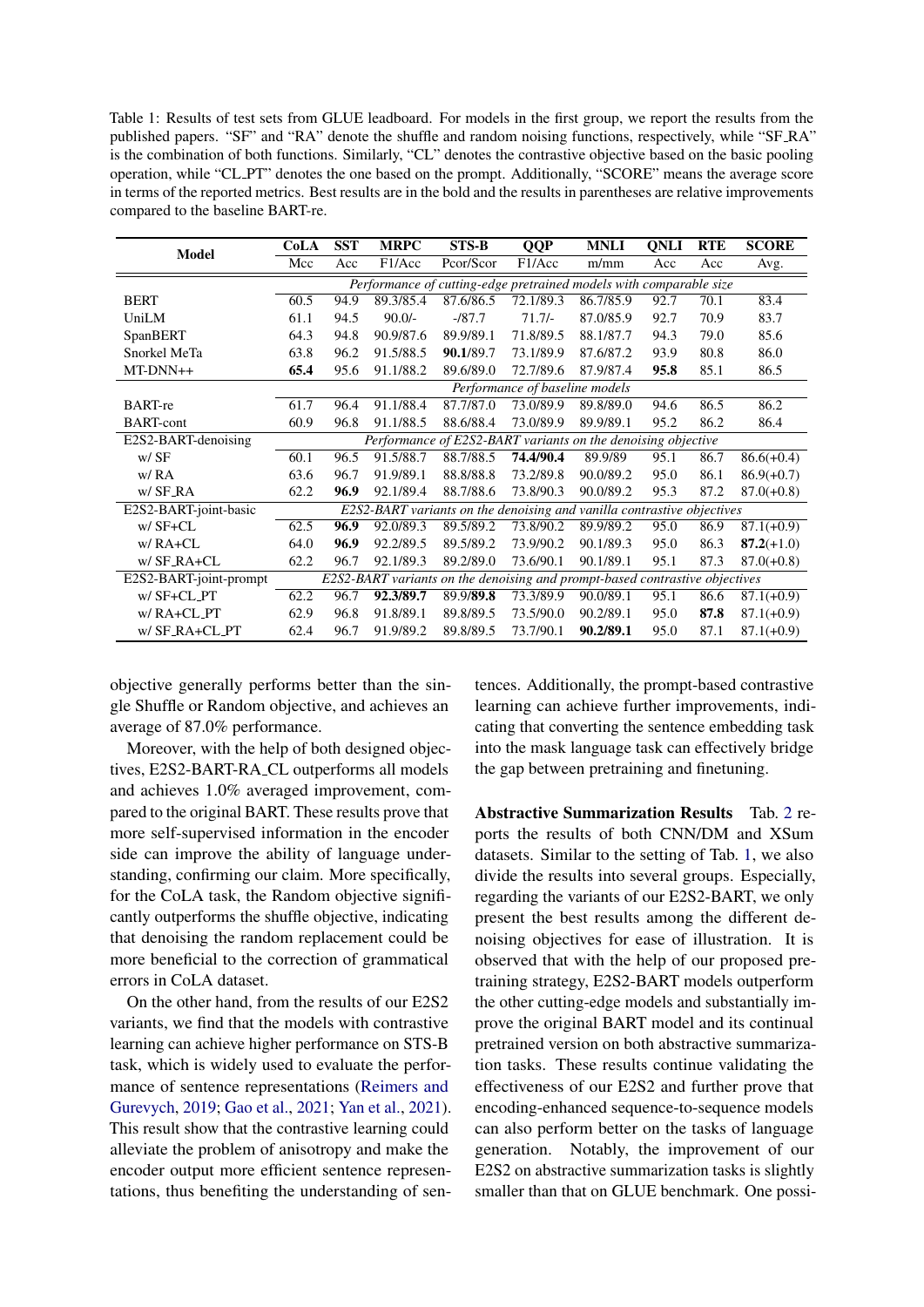Table 1: Results of test sets from GLUE leadboard. For models in the first group, we report the results from the published papers. "SF" and "RA" denote the shuffle and random noising functions, respectively, while "SF_RA" is the combination of both functions. Similarly, "CL" denotes the contrastive objective based on the basic pooling operation, while "CL_PT" denotes the one based on the prompt. Additionally, "SCORE" means the average score in terms of the reported metrics. Best results are in the bold and the results in parentheses are relative improvements compared to the baseline BART-re.

| Model | CoLA | SST | MRPC | STS-B | QQP | MNLI | QNLI | RTE | SCORE |
|---|---|---|---|---|---|---|---|---|---|
| | Mcc | Acc | F1/Acc | Pcor/Scor | F1/Acc | m/mm | Acc | Acc | Avg. |
| | *Performance of cutting-edge pretrained models with comparable size* | | | | | | | | |
| BERT | 60.5 | 94.9 | 89.3/85.4 | 87.6/86.5 | 72.1/89.3 | 86.7/85.9 | 92.7 | 70.1 | 83.4 |
| UniLM | 61.1 | 94.5 | 90.0/- | -/87.7 | 71.7/- | 87.0/85.9 | 92.7 | 70.9 | 83.7 |
| SpanBERT | 64.3 | 94.8 | 90.9/87.6 | 89.9/89.1 | 71.8/89.5 | 88.1/87.7 | 94.3 | 79.0 | 85.6 |
| Snorkel MeTa | 63.8 | 96.2 | 91.5/88.5 | **90.1**/89.7 | 73.1/89.9 | 87.6/87.2 | 93.9 | 80.8 | 86.0 |
| MT-DNN++ | **65.4** | 95.6 | 91.1/88.2 | 89.6/89.0 | 72.7/89.6 | 87.9/87.4 | **95.8** | 85.1 | 86.5 |
| | *Performance of baseline models* | | | | | | | | |
| BART-re | 61.7 | 96.4 | 91.1/88.4 | 87.7/87.0 | 73.0/89.9 | 89.8/89.0 | 94.6 | 86.5 | 86.2 |
| BART-cont | 60.9 | 96.8 | 91.1/88.5 | 88.6/88.4 | 73.0/89.9 | 89.9/89.1 | 95.2 | 86.2 | 86.4 |
| E2S2-BART-denoising | *Performance of E2S2-BART variants on the denoising objective* | | | | | | | | |
| w/ SF | 60.1 | 96.5 | 91.5/88.7 | 88.7/88.5 | **74.4/90.4** | 89.9/89 | 95.1 | 86.7 | 86.6(+0.4) |
| w/ RA | 63.6 | 96.7 | 91.9/89.1 | 88.8/88.8 | 73.2/89.8 | 90.0/89.2 | 95.0 | 86.1 | 86.9(+0.7) |
| w/ SF_RA | 62.2 | **96.9** | 92.1/89.4 | 88.7/88.6 | 73.8/90.3 | 90.0/89.2 | 95.3 | 87.2 | 87.0(+0.8) |
| E2S2-BART-joint-basic | *E2S2-BART variants on the denoising and vanilla contrastive objectives* | | | | | | | | |
| w/ SF+CL | 62.5 | **96.9** | 92.0/89.3 | 89.5/89.2 | 73.8/90.2 | 89.9/89.2 | 95.0 | 86.9 | 87.1(+0.9) |
| w/ RA+CL | 64.0 | **96.9** | 92.2/89.5 | 89.5/89.2 | 73.9/90.2 | 90.1/89.3 | 95.0 | 86.3 | **87.2**(+1.0) |
| w/ SF_RA+CL | 62.2 | 96.7 | 92.1/89.3 | 89.2/89.0 | 73.6/90.1 | 90.1/89.1 | 95.1 | 87.3 | 87.0(+0.8) |
| E2S2-BART-joint-prompt | *E2S2-BART variants on the denoising and prompt-based contrastive objectives* | | | | | | | | |
| w/ SF+CL_PT | 62.2 | 96.7 | **92.3/89.7** | 89.9/**89.8** | 73.3/89.9 | 90.0/89.1 | 95.1 | 86.6 | 87.1(+0.9) |
| w/ RA+CL_PT | 62.9 | 96.8 | 91.8/89.1 | 89.8/89.5 | 73.5/90.0 | 90.2/89.1 | 95.0 | **87.8** | 87.1(+0.9) |
| w/ SF_RA+CL_PT | 62.4 | 96.7 | 91.9/89.2 | 89.8/89.5 | 73.7/90.1 | **90.2/89.1** | 95.0 | 87.1 | 87.1(+0.9) |

objective generally performs better than the single Shuffle or Random objective, and achieves an average of 87.0% performance.

Moreover, with the help of both designed objectives, E2S2-BART-RA_CL outperforms all models and achieves 1.0% averaged improvement, compared to the original BART. These results prove that more self-supervised information in the encoder side can improve the ability of language understanding, confirming our claim. More specifically, for the CoLA task, the Random objective significantly outperforms the shuffle objective, indicating that denoising the random replacement could be more beneficial to the correction of grammatical errors in CoLA dataset.

On the other hand, from the results of our E2S2 variants, we find that the models with contrastive learning can achieve higher performance on STS-B task, which is widely used to evaluate the performance of sentence representations (Reimers and Gurevych, 2019; Gao et al., 2021; Yan et al., 2021). This result show that the contrastive learning could alleviate the problem of anisotropy and make the encoder output more efficient sentence representations, thus benefiting the understanding of sentences. Additionally, the prompt-based contrastive learning can achieve further improvements, indicating that converting the sentence embedding task into the mask language task can effectively bridge the gap between pretraining and finetuning.

**Abstractive Summarization Results** Tab. 2 reports the results of both CNN/DM and XSum datasets. Similar to the setting of Tab. 1, we also divide the results into several groups. Especially, regarding the variants of our E2S2-BART, we only present the best results among the different denoising objectives for ease of illustration. It is observed that with the help of our proposed pretraining strategy, E2S2-BART models outperform the other cutting-edge models and substantially improve the original BART model and its continual pretrained version on both abstractive summarization tasks. These results continue validating the effectiveness of our E2S2 and further prove that encoding-enhanced sequence-to-sequence models can also perform better on the tasks of language generation. Notably, the improvement of our E2S2 on abstractive summarization tasks is slightly smaller than that on GLUE benchmark. One possi-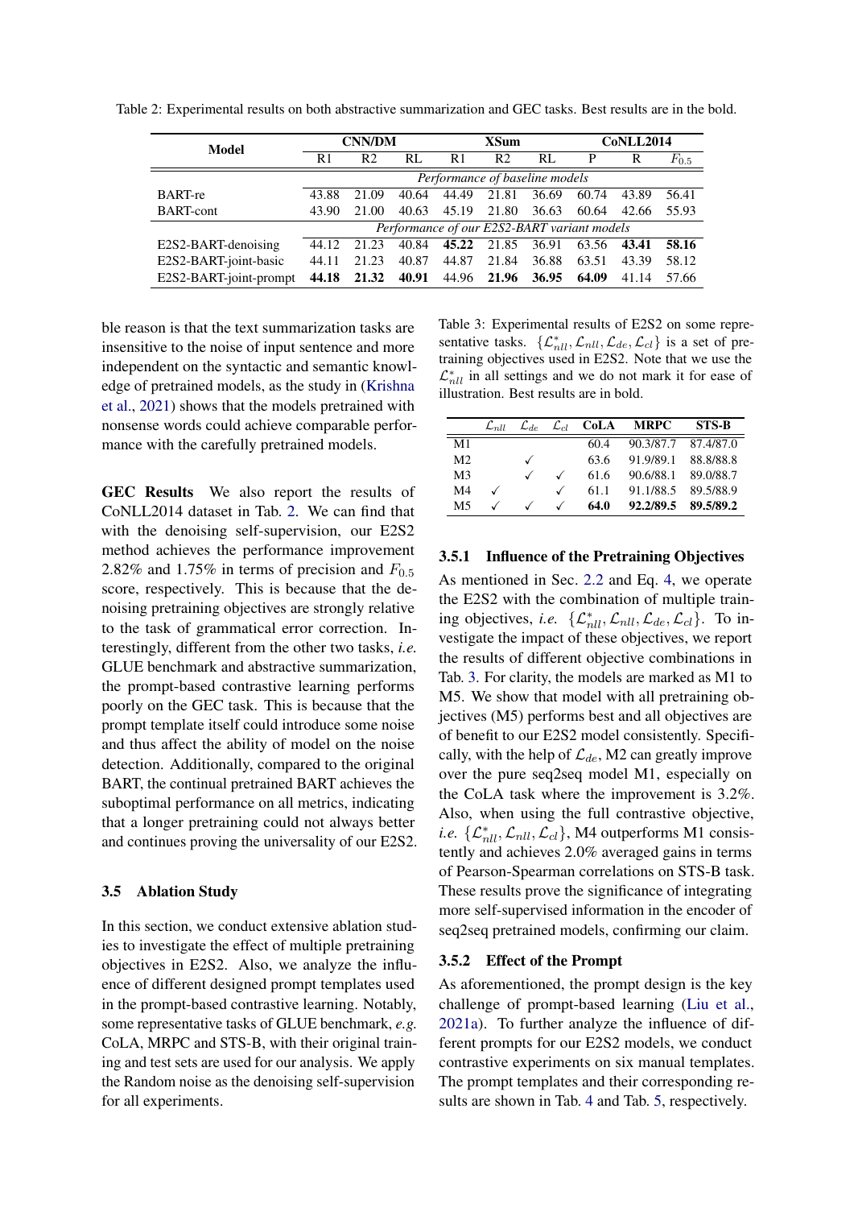Table 2: Experimental results on both abstractive summarization and GEC tasks. Best results are in the bold.

| Model | CNN/DM | | | XSum | | | CoNLL2014 | | |
|---|---|---|---|---|---|---|---|---|---|
| | R1 | R2 | RL | R1 | R2 | RL | P | R | $F_{0.5}$ |
| *Performance of baseline models* | | | | | | | | | |
| BART-re | 43.88 | 21.09 | 40.64 | 44.49 | 21.81 | 36.69 | 60.74 | 43.89 | 56.41 |
| BART-cont | 43.90 | 21.00 | 40.63 | 45.19 | 21.80 | 36.63 | 60.64 | 42.66 | 55.93 |
| *Performance of our E2S2-BART variant models* | | | | | | | | | |
| E2S2-BART-denoising | 44.12 | 21.23 | 40.84 | **45.22** | 21.85 | 36.91 | 63.56 | **43.41** | **58.16** |
| E2S2-BART-joint-basic | 44.11 | 21.23 | 40.87 | 44.87 | 21.84 | 36.88 | 63.51 | 43.39 | 58.12 |
| E2S2-BART-joint-prompt | **44.18** | **21.32** | **40.91** | 44.96 | **21.96** | **36.95** | **64.09** | 41.14 | 57.66 |

ble reason is that the text summarization tasks are insensitive to the noise of input sentence and more independent on the syntactic and semantic knowledge of pretrained models, as the study in (Krishna et al., 2021) shows that the models pretrained with nonsense words could achieve comparable performance with the carefully pretrained models.

**GEC Results** We also report the results of CoNLL2014 dataset in Tab. 2. We can find that with the denoising self-supervision, our E2S2 method achieves the performance improvement 2.82% and 1.75% in terms of precision and $F_{0.5}$ score, respectively. This is because that the denoising pretraining objectives are strongly relative to the task of grammatical error correction. Interestingly, different from the other two tasks, *i.e.* GLUE benchmark and abstractive summarization, the prompt-based contrastive learning performs poorly on the GEC task. This is because that the prompt template itself could introduce some noise and thus affect the ability of model on the noise detection. Additionally, compared to the original BART, the continual pretrained BART achieves the suboptimal performance on all metrics, indicating that a longer pretraining could not always better and continues proving the universality of our E2S2.

### 3.5 Ablation Study

In this section, we conduct extensive ablation studies to investigate the effect of multiple pretraining objectives in E2S2. Also, we analyze the influence of different designed prompt templates used in the prompt-based contrastive learning. Notably, some representative tasks of GLUE benchmark, *e.g.* CoLA, MRPC and STS-B, with their original training and test sets are used for our analysis. We apply the Random noise as the denoising self-supervision for all experiments.

Table 3: Experimental results of E2S2 on some representative tasks. $\{\mathcal{L}^{*}_{nll}, \mathcal{L}_{nll}, \mathcal{L}_{de}, \mathcal{L}_{cl}\}$ is a set of pretraining objectives used in E2S2. Note that we use the $\mathcal{L}^{*}_{nll}$ in all settings and we do not mark it for ease of illustration. Best results are in bold.

| | $\mathcal{L}_{nll}$ | $\mathcal{L}_{de}$ | $\mathcal{L}_{cl}$ | CoLA | MRPC | STS-B |
|---|---|---|---|---|---|---|
| M1 | | | | 60.4 | 90.3/87.7 | 87.4/87.0 |
| M2 | | ✓ | | 63.6 | 91.9/89.1 | 88.8/88.8 |
| M3 | | ✓ | ✓ | 61.6 | 90.6/88.1 | 89.0/88.7 |
| M4 | ✓ | | ✓ | 61.1 | 91.1/88.5 | 89.5/88.9 |
| M5 | ✓ | ✓ | ✓ | **64.0** | **92.2/89.5** | **89.5/89.2** |

#### 3.5.1 Influence of the Pretraining Objectives

As mentioned in Sec. 2.2 and Eq. 4, we operate the E2S2 with the combination of multiple training objectives, *i.e.* $\{\mathcal{L}^{*}_{nll}, \mathcal{L}_{nll}, \mathcal{L}_{de}, \mathcal{L}_{cl}\}$. To investigate the impact of these objectives, we report the results of different objective combinations in Tab. 3. For clarity, the models are marked as M1 to M5. We show that model with all pretraining objectives (M5) performs best and all objectives are of benefit to our E2S2 model consistently. Specifically, with the help of $\mathcal{L}_{de}$, M2 can greatly improve over the pure seq2seq model M1, especially on the CoLA task where the improvement is 3.2%. Also, when using the full contrastive objective, *i.e.* $\{\mathcal{L}^{*}_{nll}, \mathcal{L}_{nll}, \mathcal{L}_{cl}\}$, M4 outperforms M1 consistently and achieves 2.0% averaged gains in terms of Pearson-Spearman correlations on STS-B task. These results prove the significance of integrating more self-supervised information in the encoder of seq2seq pretrained models, confirming our claim.

#### 3.5.2 Effect of the Prompt

As aforementioned, the prompt design is the key challenge of prompt-based learning (Liu et al., 2021a). To further analyze the influence of different prompts for our E2S2 models, we conduct contrastive experiments on six manual templates. The prompt templates and their corresponding results are shown in Tab. 4 and Tab. 5, respectively.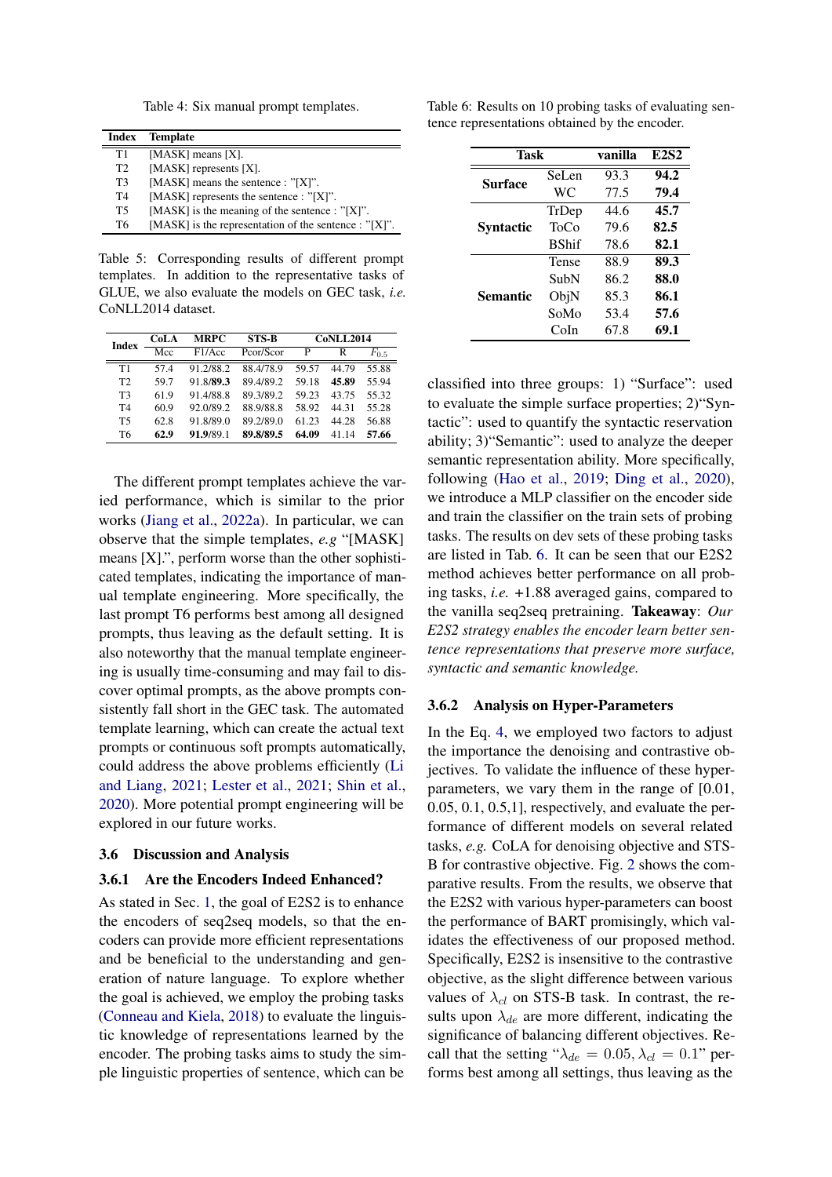Table 4: Six manual prompt templates.

| Index | Template |
|---|---|
| T1 | [MASK] means [X]. |
| T2 | [MASK] represents [X]. |
| T3 | [MASK] means the sentence : "[X]". |
| T4 | [MASK] represents the sentence : "[X]". |
| T5 | [MASK] is the meaning of the sentence : "[X]". |
| T6 | [MASK] is the representation of the sentence : "[X]". |

Table 5: Corresponding results of different prompt templates. In addition to the representative tasks of GLUE, we also evaluate the models on GEC task, *i.e.* CoNLL2014 dataset.

| Index | CoLA | MRPC | STS-B | CoNLL2014 | | |
|---|---|---|---|---|---|---|
| | Mcc | F1/Acc | Pcor/Scor | P | R | $F_{0.5}$ |
| T1 | 57.4 | 91.2/88.2 | 88.4/78.9 | 59.57 | 44.79 | 55.88 |
| T2 | 59.7 | 91.8/**89.3** | 89.4/89.2 | 59.18 | **45.89** | 55.94 |
| T3 | 61.9 | 91.4/88.8 | 89.3/89.2 | 59.23 | 43.75 | 55.32 |
| T4 | 60.9 | 92.0/89.2 | 88.9/88.8 | 58.92 | 44.31 | 55.28 |
| T5 | 62.8 | 91.8/89.0 | 89.2/89.0 | 61.23 | 44.28 | 56.88 |
| T6 | **62.9** | **91.9**/89.1 | **89.8/89.5** | **64.09** | 41.14 | **57.66** |

The different prompt templates achieve the varied performance, which is similar to the prior works (Jiang et al., 2022a). In particular, we can observe that the simple templates, *e.g* "[MASK] means [X].", perform worse than the other sophisticated templates, indicating the importance of manual template engineering. More specifically, the last prompt T6 performs best among all designed prompts, thus leaving as the default setting. It is also noteworthy that the manual template engineering is usually time-consuming and may fail to discover optimal prompts, as the above prompts consistently fall short in the GEC task. The automated template learning, which can create the actual text prompts or continuous soft prompts automatically, could address the above problems efficiently (Li and Liang, 2021; Lester et al., 2021; Shin et al., 2020). More potential prompt engineering will be explored in our future works.

### 3.6 Discussion and Analysis

#### 3.6.1 Are the Encoders Indeed Enhanced?

As stated in Sec. 1, the goal of E2S2 is to enhance the encoders of seq2seq models, so that the encoders can provide more efficient representations and be beneficial to the understanding and generation of nature language. To explore whether the goal is achieved, we employ the probing tasks (Conneau and Kiela, 2018) to evaluate the linguistic knowledge of representations learned by the encoder. The probing tasks aims to study the simple linguistic properties of sentence, which can be classified into three groups: 1) "Surface": used to evaluate the simple surface properties; 2)"Syntactic": used to quantify the syntactic reservation ability; 3)"Semantic": used to analyze the deeper semantic representation ability. More specifically, following (Hao et al., 2019; Ding et al., 2020), we introduce a MLP classifier on the encoder side and train the classifier on the train sets of probing tasks. The results on dev sets of these probing tasks are listed in Tab. 6. It can be seen that our E2S2 method achieves better performance on all probing tasks, *i.e.* +1.88 averaged gains, compared to the vanilla seq2seq pretraining. **Takeaway**: *Our E2S2 strategy enables the encoder learn better sentence representations that preserve more surface, syntactic and semantic knowledge.*

Table 6: Results on 10 probing tasks of evaluating sentence representations obtained by the encoder.

| Task | | vanilla | E2S2 |
|---|---|---|---|
| **Surface** | SeLen | 93.3 | **94.2** |
| | WC | 77.5 | **79.4** |
| **Syntactic** | TrDep | 44.6 | **45.7** |
| | ToCo | 79.6 | **82.5** |
| | BShif | 78.6 | **82.1** |
| **Semantic** | Tense | 88.9 | **89.3** |
| | SubN | 86.2 | **88.0** |
| | ObjN | 85.3 | **86.1** |
| | SoMo | 53.4 | **57.6** |
| | CoIn | 67.8 | **69.1** |

#### 3.6.2 Analysis on Hyper-Parameters

In the Eq. 4, we employed two factors to adjust the importance the denoising and contrastive objectives. To validate the influence of these hyper-parameters, we vary them in the range of [0.01, 0.05, 0.1, 0.5,1], respectively, and evaluate the performance of different models on several related tasks, *e.g.* CoLA for denoising objective and STS-B for contrastive objective. Fig. 2 shows the comparative results. From the results, we observe that the E2S2 with various hyper-parameters can boost the performance of BART promisingly, which validates the effectiveness of our proposed method. Specifically, E2S2 is insensitive to the contrastive objective, as the slight difference between various values of $\lambda_{cl}$ on STS-B task. In contrast, the results upon $\lambda_{de}$ are more different, indicating the significance of balancing different objectives. Recall that the setting "$\lambda_{de} = 0.05, \lambda_{cl} = 0.1$" performs best among all settings, thus leaving as the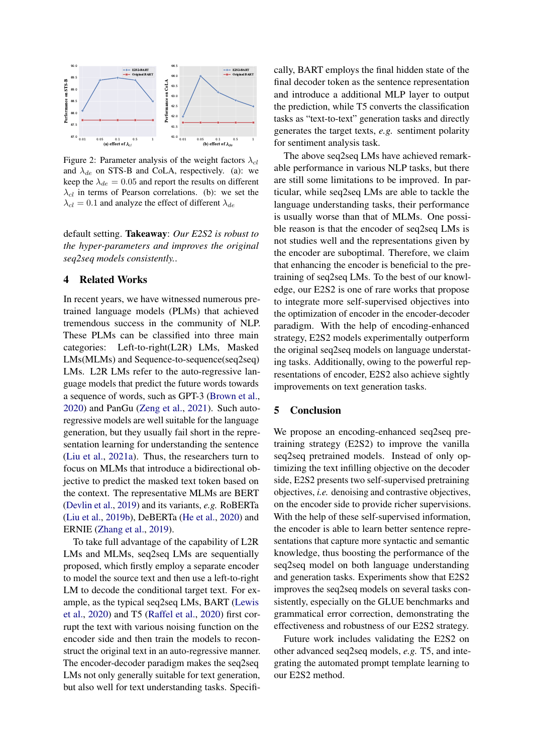Figure 2: Parameter analysis of the weight factors $\lambda_{cl}$ and $\lambda_{de}$ on STS-B and CoLA, respectively. (a): we keep the $\lambda_{de} = 0.05$ and report the results on different $\lambda_{cl}$ in terms of Pearson correlations. (b): we set the $\lambda_{cl} = 0.1$ and analyze the effect of different $\lambda_{de}$

default setting. **Takeaway**: *Our E2S2 is robust to the hyper-parameters and improves the original seq2seq models consistently.*.

## 4 Related Works

In recent years, we have witnessed numerous pretrained language models (PLMs) that achieved tremendous success in the community of NLP. These PLMs can be classified into three main categories: Left-to-right(L2R) LMs, Masked LMs(MLMs) and Sequence-to-sequence(seq2seq) LMs. L2R LMs refer to the auto-regressive language models that predict the future words towards a sequence of words, such as GPT-3 (Brown et al., 2020) and PanGu (Zeng et al., 2021). Such auto-regressive models are well suitable for the language generation, but they usually fail short in the representation learning for understanding the sentence (Liu et al., 2021a). Thus, the researchers turn to focus on MLMs that introduce a bidirectional objective to predict the masked text token based on the context. The representative MLMs are BERT (Devlin et al., 2019) and its variants, *e.g.* RoBERTa (Liu et al., 2019b), DeBERTa (He et al., 2020) and ERNIE (Zhang et al., 2019).

To take full advantage of the capability of L2R LMs and MLMs, seq2seq LMs are sequentially proposed, which firstly employ a separate encoder to model the source text and then use a left-to-right LM to decode the conditional target text. For example, as the typical seq2seq LMs, BART (Lewis et al., 2020) and T5 (Raffel et al., 2020) first corrupt the text with various noising function on the encoder side and then train the models to reconstruct the original text in an auto-regressive manner. The encoder-decoder paradigm makes the seq2seq LMs not only generally suitable for text generation, but also well for text understanding tasks. Specifically, BART employs the final hidden state of the final decoder token as the sentence representation and introduce a additional MLP layer to output the prediction, while T5 converts the classification tasks as "text-to-text" generation tasks and directly generates the target texts, *e.g.* sentiment polarity for sentiment analysis task.

The above seq2seq LMs have achieved remarkable performance in various NLP tasks, but there are still some limitations to be improved. In particular, while seq2seq LMs are able to tackle the language understanding tasks, their performance is usually worse than that of MLMs. One possible reason is that the encoder of seq2seq LMs is not studies well and the representations given by the encoder are suboptimal. Therefore, we claim that enhancing the encoder is beneficial to the pretraining of seq2seq LMs. To the best of our knowledge, our E2S2 is one of rare works that propose to integrate more self-supervised objectives into the optimization of encoder in the encoder-decoder paradigm. With the help of encoding-enhanced strategy, E2S2 models experimentally outperform the original seq2seq models on language understating tasks. Additionally, owing to the powerful representations of encoder, E2S2 also achieve sightly improvements on text generation tasks.

## 5 Conclusion

We propose an encoding-enhanced seq2seq pretraining strategy (E2S2) to improve the vanilla seq2seq pretrained models. Instead of only optimizing the text infilling objective on the decoder side, E2S2 presents two self-supervised pretraining objectives, *i.e.* denoising and contrastive objectives, on the encoder side to provide richer supervisions. With the help of these self-supervised information, the encoder is able to learn better sentence representations that capture more syntactic and semantic knowledge, thus boosting the performance of the seq2seq model on both language understanding and generation tasks. Experiments show that E2S2 improves the seq2seq models on several tasks consistently, especially on the GLUE benchmarks and grammatical error correction, demonstrating the effectiveness and robustness of our E2S2 strategy.

Future work includes validating the E2S2 on other advanced seq2seq models, *e.g.* T5, and integrating the automated prompt template learning to our E2S2 method.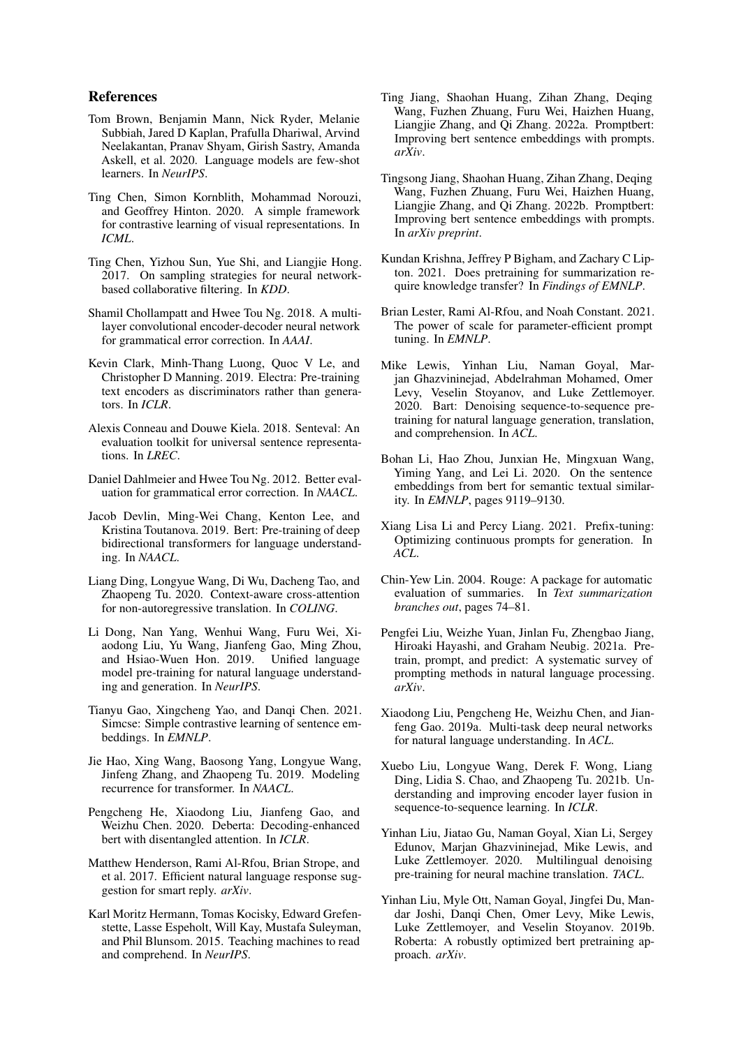## References

Tom Brown, Benjamin Mann, Nick Ryder, Melanie Subbiah, Jared D Kaplan, Prafulla Dhariwal, Arvind Neelakantan, Pranav Shyam, Girish Sastry, Amanda Askell, et al. 2020. Language models are few-shot learners. In *NeurIPS*.

Ting Chen, Simon Kornblith, Mohammad Norouzi, and Geoffrey Hinton. 2020. A simple framework for contrastive learning of visual representations. In *ICML*.

Ting Chen, Yizhou Sun, Yue Shi, and Liangjie Hong. 2017. On sampling strategies for neural network-based collaborative filtering. In *KDD*.

Shamil Chollampatt and Hwee Tou Ng. 2018. A multi-layer convolutional encoder-decoder neural network for grammatical error correction. In *AAAI*.

Kevin Clark, Minh-Thang Luong, Quoc V Le, and Christopher D Manning. 2019. Electra: Pre-training text encoders as discriminators rather than generators. In *ICLR*.

Alexis Conneau and Douwe Kiela. 2018. Senteval: An evaluation toolkit for universal sentence representations. In *LREC*.

Daniel Dahlmeier and Hwee Tou Ng. 2012. Better evaluation for grammatical error correction. In *NAACL*.

Jacob Devlin, Ming-Wei Chang, Kenton Lee, and Kristina Toutanova. 2019. Bert: Pre-training of deep bidirectional transformers for language understanding. In *NAACL*.

Liang Ding, Longyue Wang, Di Wu, Dacheng Tao, and Zhaopeng Tu. 2020. Context-aware cross-attention for non-autoregressive translation. In *COLING*.

Li Dong, Nan Yang, Wenhui Wang, Furu Wei, Xiaodong Liu, Yu Wang, Jianfeng Gao, Ming Zhou, and Hsiao-Wuen Hon. 2019. Unified language model pre-training for natural language understanding and generation. In *NeurIPS*.

Tianyu Gao, Xingcheng Yao, and Danqi Chen. 2021. Simcse: Simple contrastive learning of sentence embeddings. In *EMNLP*.

Jie Hao, Xing Wang, Baosong Yang, Longyue Wang, Jinfeng Zhang, and Zhaopeng Tu. 2019. Modeling recurrence for transformer. In *NAACL*.

Pengcheng He, Xiaodong Liu, Jianfeng Gao, and Weizhu Chen. 2020. Deberta: Decoding-enhanced bert with disentangled attention. In *ICLR*.

Matthew Henderson, Rami Al-Rfou, Brian Strope, and et al. 2017. Efficient natural language response suggestion for smart reply. *arXiv*.

Karl Moritz Hermann, Tomas Kocisky, Edward Grefenstette, Lasse Espeholt, Will Kay, Mustafa Suleyman, and Phil Blunsom. 2015. Teaching machines to read and comprehend. In *NeurIPS*.

Ting Jiang, Shaohan Huang, Zihan Zhang, Deqing Wang, Fuzhen Zhuang, Furu Wei, Haizhen Huang, Liangjie Zhang, and Qi Zhang. 2022a. Promptbert: Improving bert sentence embeddings with prompts. *arXiv*.

Tingsong Jiang, Shaohan Huang, Zihan Zhang, Deqing Wang, Fuzhen Zhuang, Furu Wei, Haizhen Huang, Liangjie Zhang, and Qi Zhang. 2022b. Promptbert: Improving bert sentence embeddings with prompts. In *arXiv preprint*.

Kundan Krishna, Jeffrey P Bigham, and Zachary C Lipton. 2021. Does pretraining for summarization require knowledge transfer? In *Findings of EMNLP*.

Brian Lester, Rami Al-Rfou, and Noah Constant. 2021. The power of scale for parameter-efficient prompt tuning. In *EMNLP*.

Mike Lewis, Yinhan Liu, Naman Goyal, Marjan Ghazvininejad, Abdelrahman Mohamed, Omer Levy, Veselin Stoyanov, and Luke Zettlemoyer. 2020. Bart: Denoising sequence-to-sequence pre-training for natural language generation, translation, and comprehension. In *ACL*.

Bohan Li, Hao Zhou, Junxian He, Mingxuan Wang, Yiming Yang, and Lei Li. 2020. On the sentence embeddings from bert for semantic textual similarity. In *EMNLP*, pages 9119–9130.

Xiang Lisa Li and Percy Liang. 2021. Prefix-tuning: Optimizing continuous prompts for generation. In *ACL*.

Chin-Yew Lin. 2004. Rouge: A package for automatic evaluation of summaries. In *Text summarization branches out*, pages 74–81.

Pengfei Liu, Weizhe Yuan, Jinlan Fu, Zhengbao Jiang, Hiroaki Hayashi, and Graham Neubig. 2021a. Pre-train, prompt, and predict: A systematic survey of prompting methods in natural language processing. *arXiv*.

Xiaodong Liu, Pengcheng He, Weizhu Chen, and Jianfeng Gao. 2019a. Multi-task deep neural networks for natural language understanding. In *ACL*.

Xuebo Liu, Longyue Wang, Derek F. Wong, Liang Ding, Lidia S. Chao, and Zhaopeng Tu. 2021b. Understanding and improving encoder layer fusion in sequence-to-sequence learning. In *ICLR*.

Yinhan Liu, Jiatao Gu, Naman Goyal, Xian Li, Sergey Edunov, Marjan Ghazvininejad, Mike Lewis, and Luke Zettlemoyer. 2020. Multilingual denoising pre-training for neural machine translation. *TACL*.

Yinhan Liu, Myle Ott, Naman Goyal, Jingfei Du, Mandar Joshi, Danqi Chen, Omer Levy, Mike Lewis, Luke Zettlemoyer, and Veselin Stoyanov. 2019b. Roberta: A robustly optimized bert pretraining approach. *arXiv*.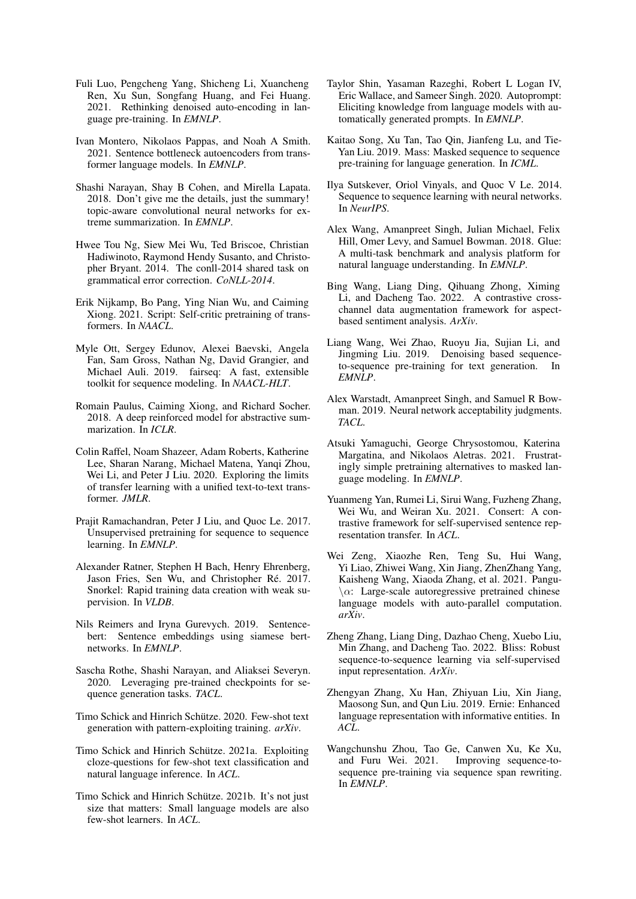Fuli Luo, Pengcheng Yang, Shicheng Li, Xuancheng Ren, Xu Sun, Songfang Huang, and Fei Huang. 2021. Rethinking denoised auto-encoding in language pre-training. In *EMNLP*.

Ivan Montero, Nikolaos Pappas, and Noah A Smith. 2021. Sentence bottleneck autoencoders from transformer language models. In *EMNLP*.

Shashi Narayan, Shay B Cohen, and Mirella Lapata. 2018. Don't give me the details, just the summary! topic-aware convolutional neural networks for extreme summarization. In *EMNLP*.

Hwee Tou Ng, Siew Mei Wu, Ted Briscoe, Christian Hadiwinoto, Raymond Hendy Susanto, and Christopher Bryant. 2014. The conll-2014 shared task on grammatical error correction. *CoNLL-2014*.

Erik Nijkamp, Bo Pang, Ying Nian Wu, and Caiming Xiong. 2021. Script: Self-critic pretraining of transformers. In *NAACL*.

Myle Ott, Sergey Edunov, Alexei Baevski, Angela Fan, Sam Gross, Nathan Ng, David Grangier, and Michael Auli. 2019. fairseq: A fast, extensible toolkit for sequence modeling. In *NAACL-HLT*.

Romain Paulus, Caiming Xiong, and Richard Socher. 2018. A deep reinforced model for abstractive summarization. In *ICLR*.

Colin Raffel, Noam Shazeer, Adam Roberts, Katherine Lee, Sharan Narang, Michael Matena, Yanqi Zhou, Wei Li, and Peter J Liu. 2020. Exploring the limits of transfer learning with a unified text-to-text transformer. *JMLR*.

Prajit Ramachandran, Peter J Liu, and Quoc Le. 2017. Unsupervised pretraining for sequence to sequence learning. In *EMNLP*.

Alexander Ratner, Stephen H Bach, Henry Ehrenberg, Jason Fries, Sen Wu, and Christopher Ré. 2017. Snorkel: Rapid training data creation with weak supervision. In *VLDB*.

Nils Reimers and Iryna Gurevych. 2019. Sentence-bert: Sentence embeddings using siamese bert-networks. In *EMNLP*.

Sascha Rothe, Shashi Narayan, and Aliaksei Severyn. 2020. Leveraging pre-trained checkpoints for sequence generation tasks. *TACL*.

Timo Schick and Hinrich Schütze. 2020. Few-shot text generation with pattern-exploiting training. *arXiv*.

Timo Schick and Hinrich Schütze. 2021a. Exploiting cloze-questions for few-shot text classification and natural language inference. In *ACL*.

Timo Schick and Hinrich Schütze. 2021b. It's not just size that matters: Small language models are also few-shot learners. In *ACL*.

Taylor Shin, Yasaman Razeghi, Robert L Logan IV, Eric Wallace, and Sameer Singh. 2020. Autoprompt: Eliciting knowledge from language models with automatically generated prompts. In *EMNLP*.

Kaitao Song, Xu Tan, Tao Qin, Jianfeng Lu, and Tie-Yan Liu. 2019. Mass: Masked sequence to sequence pre-training for language generation. In *ICML*.

Ilya Sutskever, Oriol Vinyals, and Quoc V Le. 2014. Sequence to sequence learning with neural networks. In *NeurIPS*.

Alex Wang, Amanpreet Singh, Julian Michael, Felix Hill, Omer Levy, and Samuel Bowman. 2018. Glue: A multi-task benchmark and analysis platform for natural language understanding. In *EMNLP*.

Bing Wang, Liang Ding, Qihuang Zhong, Ximing Li, and Dacheng Tao. 2022. A contrastive cross-channel data augmentation framework for aspect-based sentiment analysis. *ArXiv*.

Liang Wang, Wei Zhao, Ruoyu Jia, Sujian Li, and Jingming Liu. 2019. Denoising based sequence-to-sequence pre-training for text generation. In *EMNLP*.

Alex Warstadt, Amanpreet Singh, and Samuel R Bowman. 2019. Neural network acceptability judgments. *TACL*.

Atsuki Yamaguchi, George Chrysostomou, Katerina Margatina, and Nikolaos Aletras. 2021. Frustratingly simple pretraining alternatives to masked language modeling. In *EMNLP*.

Yuanmeng Yan, Rumei Li, Sirui Wang, Fuzheng Zhang, Wei Wu, and Weiran Xu. 2021. Consert: A contrastive framework for self-supervised sentence representation transfer. In *ACL*.

Wei Zeng, Xiaozhe Ren, Teng Su, Hui Wang, Yi Liao, Zhiwei Wang, Xin Jiang, ZhenZhang Yang, Kaisheng Wang, Xiaoda Zhang, et al. 2021. Pangu-$\alpha$: Large-scale autoregressive pretrained chinese language models with auto-parallel computation. *arXiv*.

Zheng Zhang, Liang Ding, Dazhao Cheng, Xuebo Liu, Min Zhang, and Dacheng Tao. 2022. Bliss: Robust sequence-to-sequence learning via self-supervised input representation. *ArXiv*.

Zhengyan Zhang, Xu Han, Zhiyuan Liu, Xin Jiang, Maosong Sun, and Qun Liu. 2019. Ernie: Enhanced language representation with informative entities. In *ACL*.

Wangchunshu Zhou, Tao Ge, Canwen Xu, Ke Xu, and Furu Wei. 2021. Improving sequence-to-sequence pre-training via sequence span rewriting. In *EMNLP*.